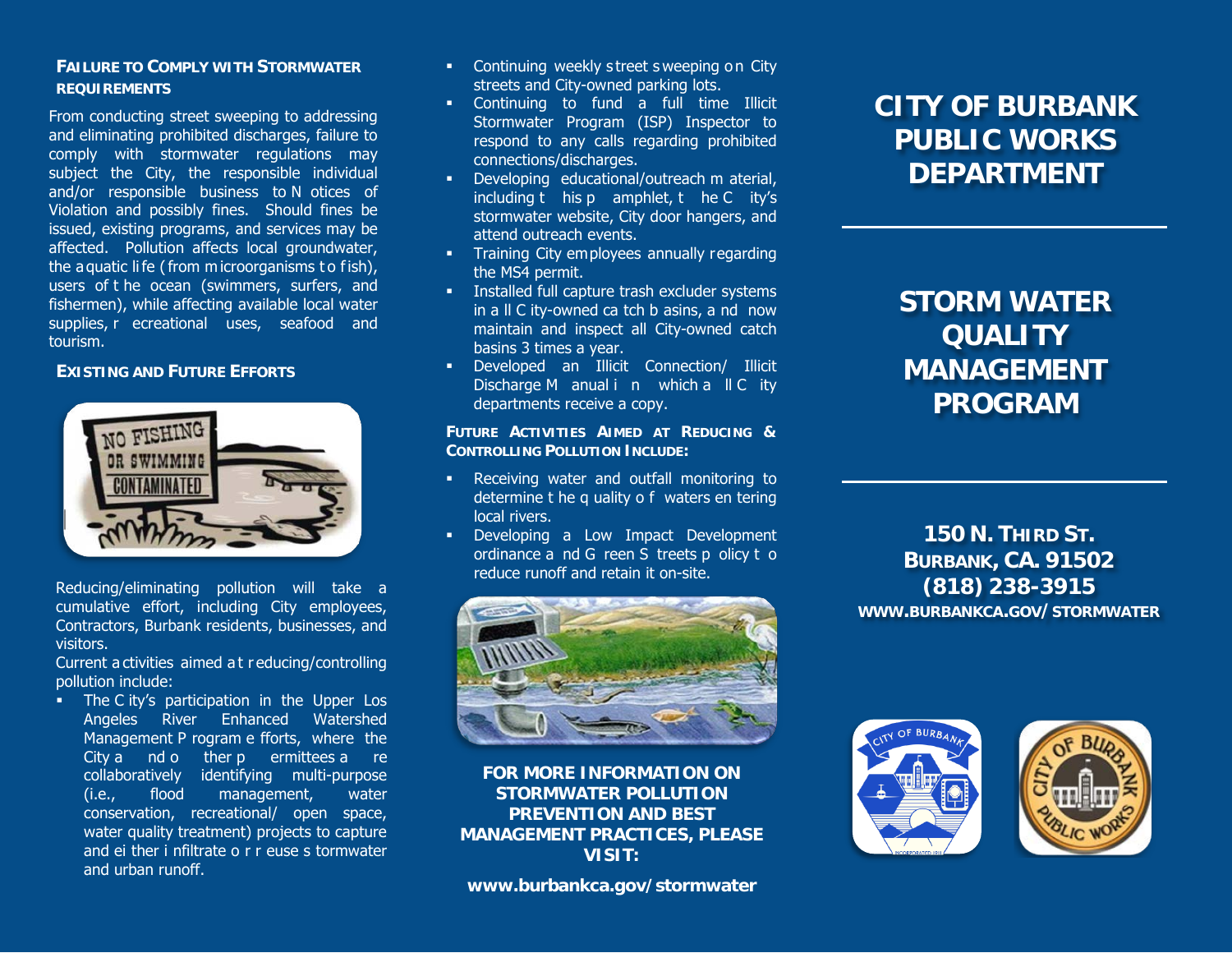## FAILURE TO COMPLY WITH STORMWATER REQUIREMENTS

From conducting street sweeping to addressing and eliminating prohibited discharges, failure to comply with stormwater regulations may subject the City, the responsible individual and/or responsible business to Notices of Violation and possibly fines. Should fines be issued, existing programs, and services may be affected. Pollution affects local groundwater, the aquatic life (from microorganisms to fish), users of the ocean (swimmers, surfers, and fishermen), while affecting available local water supplies, recreational uses, seafood and tourism.

## EXISTING AND FUTURE EFFORTS

Reducing/eliminating pollution will take a cumulative effort, including City employees, Contractors, Burbank residents, businesses, and visitors.

Current activities aimed at reducing/controlling pollution include:

- The City's participation in the Upper Los Angeles River Enhanced Watershed Management Program efforts, where the City and other permittees are collaboratively identifying multi-purpose (i.e., flood management, water conservation, recreational/ open space, water quality treatment) projects to capture and either infiltrate or reuse stormwater and urban runoff.
- Continuing weekly street sweeping on City streets and City-owned parking lots.
- Continuing to fund a full time Illicit Stormwater Program (ISP) Inspector to respond to any calls regarding prohibited connections/discharges.
- Developing educational/outreach material, including this pamphlet, the City's stormwater website, City door hangers, and attend outreach events.
- Training City employees annually regarding the MS4 permit.
- Installed full capture trash excluder systems in all City-owned catch basins, and now maintain and inspect all City-owned catch basins 3 times a year.
- Developed an Illicit Connection/ Illicit Discharge Manual in which all City departments receive a copy.

### FUTURE ACTIVITIES AIMED AT REDUCING & CONTROLLING POLLUTION INCLUDE:

- Receiving water and outfall monitoring to determine the quality of waters entering local rivers.
- Developing a Low Impact Development ordinance and Green Streets policy to reduce runoff and retain it on-site.

**FOR MORE INFORMATION ON STORMWATER POLLUTION PREVENTION AND BEST MANAGEMENT PRACTICES, PLEASE VISIT:**

**www.burbankca.gov/stormwater**

# CITY OF BURBANK PUBLIC WORKS DEPARTMENT

# STORM WATER QUALITY MANAGEMENT PROGRAM

**150 N. THIRD ST.**
**BURBANK, CA. 91502**
**(818) 238-3915**
**WWW.BURBANKCA.GOV/STORMWATER**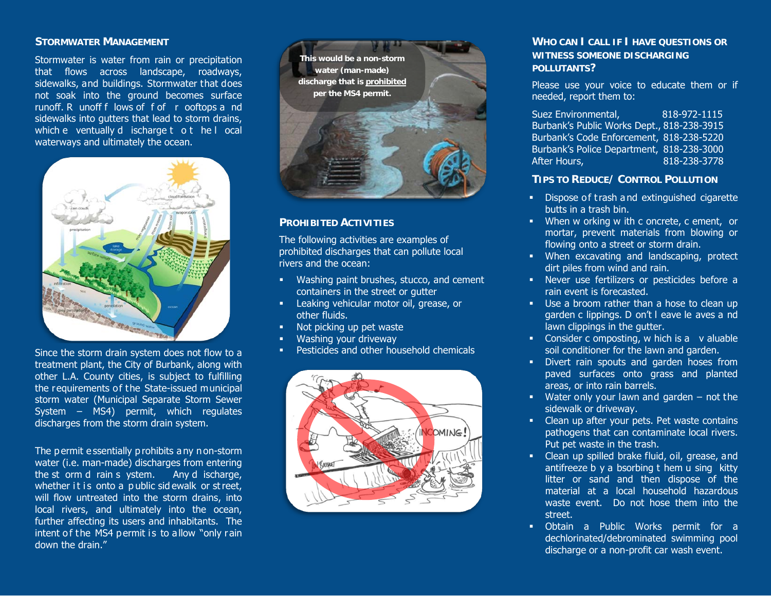## STORMWATER MANAGEMENT

Stormwater is water from rain or precipitation that flows across landscape, roadways, sidewalks, and buildings. Stormwater that does not soak into the ground becomes surface runoff. Runoff flows off of rooftops and sidewalks into gutters that lead to storm drains, which eventually discharge to the local waterways and ultimately the ocean.

Since the storm drain system does not flow to a treatment plant, the City of Burbank, along with other L.A. County cities, is subject to fulfilling the requirements of the State-issued municipal storm water (Municipal Separate Storm Sewer System – MS4) permit, which regulates discharges from the storm drain system.

The permit essentially prohibits any non-storm water (i.e. man-made) discharges from entering the storm drain system. Any discharge, whether it is onto a public sidewalk or street, will flow untreated into the storm drains, into local rivers, and ultimately into the ocean, further affecting its users and inhabitants. The intent of the MS4 permit is to allow "only rain down the drain."

This would be a non-storm water (man-made) discharge that is prohibited per the MS4 permit.

## PROHIBITED ACTIVITIES

The following activities are examples of prohibited discharges that can pollute local rivers and the ocean:

- Washing paint brushes, stucco, and cement containers in the street or gutter
- Leaking vehicular motor oil, grease, or other fluids.
- Not picking up pet waste
- Washing your driveway
- Pesticides and other household chemicals

## WHO CAN I CALL IF I HAVE QUESTIONS OR WITNESS SOMEONE DISCHARGING POLLUTANTS?

Please use your voice to educate them or if needed, report them to:

| | |
|---|---|
| Suez Environmental, | 818-972-1115 |
| Burbank's Public Works Dept., | 818-238-3915 |
| Burbank's Code Enforcement, | 818-238-5220 |
| Burbank's Police Department, | 818-238-3000 |
| After Hours, | 818-238-3778 |

## TIPS TO REDUCE/ CONTROL POLLUTION

- Dispose of trash and extinguished cigarette butts in a trash bin.
- When working with concrete, cement, or mortar, prevent materials from blowing or flowing onto a street or storm drain.
- When excavating and landscaping, protect dirt piles from wind and rain.
- Never use fertilizers or pesticides before a rain event is forecasted.
- Use a broom rather than a hose to clean up garden clippings. Don't leave leaves and lawn clippings in the gutter.
- Consider composting, which is a valuable soil conditioner for the lawn and garden.
- Divert rain spouts and garden hoses from paved surfaces onto grass and planted areas, or into rain barrels.
- Water only your lawn and garden – not the sidewalk or driveway.
- Clean up after your pets. Pet waste contains pathogens that can contaminate local rivers. Put pet waste in the trash.
- Clean up spilled brake fluid, oil, grease, and antifreeze by absorbing them using kitty litter or sand and then dispose of the material at a local household hazardous waste event. Do not hose them into the street.
- Obtain a Public Works permit for a dechlorinated/debrominated swimming pool discharge or a non-profit car wash event.